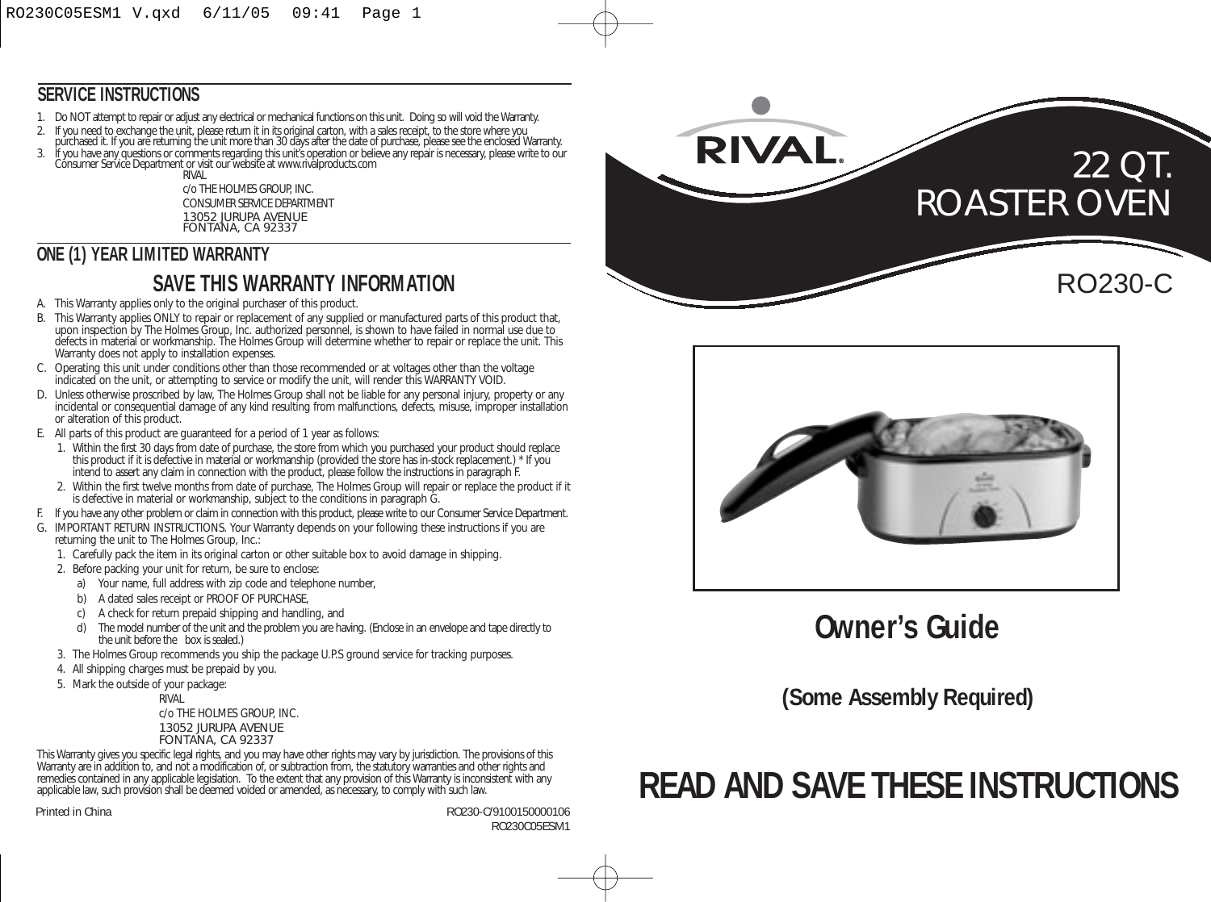## SERVICE INSTRUCTIONS

1. Do NOT attempt to repair or adjust any electrical or mechanical functions on this unit. Doing so will void the Warranty.
2. If you need to exchange the unit, please return it in its original carton, with a sales receipt, to the store where you purchased it. If you are returning the unit more than 30 days after the date of purchase, please see the enclosed Warranty.
3. If you have any questions or comments regarding this unit's operation or believe any repair is necessary, please write to our Consumer Service Department or visit our website at www.rivalproducts.com

   RIVAL
   c/o THE HOLMES GROUP, INC.
   CONSUMER SERVICE DEPARTMENT
   13052 JURUPA AVENUE
   FONTANA, CA 92337

## ONE (1) YEAR LIMITED WARRANTY

### SAVE THIS WARRANTY INFORMATION

A. This Warranty applies only to the original purchaser of this product.

B. This Warranty applies ONLY to repair or replacement of any supplied or manufactured parts of this product that, upon inspection by The Holmes Group, Inc. authorized personnel, is shown to have failed in normal use due to defects in material or workmanship. The Holmes Group will determine whether to repair or replace the unit. This Warranty does not apply to installation expenses.

C. Operating this unit under conditions other than those recommended or at voltages other than the voltage indicated on the unit, or attempting to service or modify the unit, will render this WARRANTY VOID.

D. Unless otherwise proscribed by law, The Holmes Group shall not be liable for any personal injury, property or any incidental or consequential damage of any kind resulting from malfunctions, defects, misuse, improper installation or alteration of this product.

E. All parts of this product are guaranteed for a period of 1 year as follows:
   1. Within the first 30 days from date of purchase, the store from which you purchased your product should replace this product if it is defective in material or workmanship (provided the store has in-stock replacement.) * If you intend to assert any claim in connection with the product, please follow the instructions in paragraph F.
   2. Within the first twelve months from date of purchase, The Holmes Group will repair or replace the product if it is defective in material or workmanship, subject to the conditions in paragraph G.

F. If you have any other problem or claim in connection with this product, please write to our Consumer Service Department.

G. IMPORTANT RETURN INSTRUCTIONS. Your Warranty depends on your following these instructions if you are returning the unit to The Holmes Group, Inc.:
   1. Carefully pack the item in its original carton or other suitable box to avoid damage in shipping.
   2. Before packing your unit for return, be sure to enclose:
      a) Your name, full address with zip code and telephone number,
      b) A dated sales receipt or PROOF OF PURCHASE,
      c) A check for return prepaid shipping and handling, and
      d) The model number of the unit and the problem you are having. (Enclose in an envelope and tape directly to the unit before the box is sealed.)
   3. The Holmes Group recommends you ship the package U.P.S ground service for tracking purposes.
   4. All shipping charges must be prepaid by you.
   5. Mark the outside of your package:

      RIVAL
      c/o THE HOLMES GROUP, INC.
      13052 JURUPA AVENUE
      FONTANA, CA 92337

This Warranty gives you specific legal rights, and you may have other rights may vary by jurisdiction. The provisions of this Warranty are in addition to, and not a modification of, or subtraction from, the statutory warranties and other rights and remedies contained in any applicable legislation. To the extent that any provision of this Warranty is inconsistent with any applicable law, such provision shall be deemed voided or amended, as necessary, to comply with such law.

Printed in China

RO230-C/9100150000106
RO230C05ESM1

# RIVAL®

# 22 QT. ROASTER OVEN

## RO230-C

# Owner's Guide

### (Some Assembly Required)

# READ AND SAVE THESE INSTRUCTIONS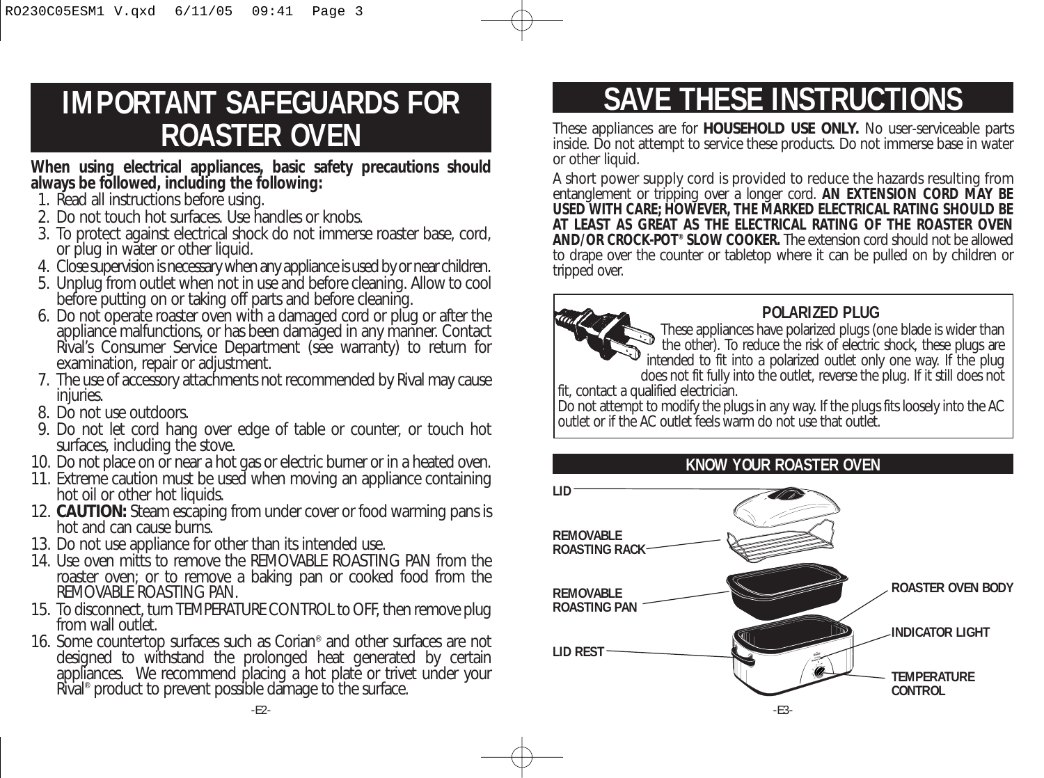# IMPORTANT SAFEGUARDS FOR ROASTER OVEN

**When using electrical appliances, basic safety precautions should always be followed, including the following:**

1. Read all instructions before using.
2. Do not touch hot surfaces. Use handles or knobs.
3. To protect against electrical shock do not immerse roaster base, cord, or plug in water or other liquid.
4. Close supervision is necessary when any appliance is used by or near children.
5. Unplug from outlet when not in use and before cleaning. Allow to cool before putting on or taking off parts and before cleaning.
6. Do not operate roaster oven with a damaged cord or plug or after the appliance malfunctions, or has been damaged in any manner. Contact Rival's Consumer Service Department (see warranty) to return for examination, repair or adjustment.
7. The use of accessory attachments not recommended by Rival may cause injuries.
8. Do not use outdoors.
9. Do not let cord hang over edge of table or counter, or touch hot surfaces, including the stove.
10. Do not place on or near a hot gas or electric burner or in a heated oven.
11. Extreme caution must be used when moving an appliance containing hot oil or other hot liquids.
12. **CAUTION:** Steam escaping from under cover or food warming pans is hot and can cause burns.
13. Do not use appliance for other than its intended use.
14. Use oven mitts to remove the REMOVABLE ROASTING PAN from the roaster oven; or to remove a baking pan or cooked food from the REMOVABLE ROASTING PAN.
15. To disconnect, turn TEMPERATURE CONTROL to OFF, then remove plug from wall outlet.
16. Some countertop surfaces such as Corian® and other surfaces are not designed to withstand the prolonged heat generated by certain appliances. We recommend placing a hot plate or trivet under your Rival® product to prevent possible damage to the surface.

# SAVE THESE INSTRUCTIONS

These appliances are for **HOUSEHOLD USE ONLY.** No user-serviceable parts inside. Do not attempt to service these products. Do not immerse base in water or other liquid.

A short power supply cord is provided to reduce the hazards resulting from entanglement or tripping over a longer cord. **AN EXTENSION CORD MAY BE USED WITH CARE; HOWEVER, THE MARKED ELECTRICAL RATING SHOULD BE AT LEAST AS GREAT AS THE ELECTRICAL RATING OF THE ROASTER OVEN AND/OR CROCK-POT® SLOW COOKER.** The extension cord should not be allowed to drape over the counter or tabletop where it can be pulled on by children or tripped over.

### POLARIZED PLUG

These appliances have polarized plugs (one blade is wider than the other). To reduce the risk of electric shock, these plugs are intended to fit into a polarized outlet only one way. If the plug does not fit fully into the outlet, reverse the plug. If it still does not fit, contact a qualified electrician.

Do not attempt to modify the plugs in any way. If the plugs fits loosely into the AC outlet or if the AC outlet feels warm do not use that outlet.

## KNOW YOUR ROASTER OVEN

LID

REMOVABLE ROASTING RACK

REMOVABLE ROASTING PAN

LID REST

ROASTER OVEN BODY

INDICATOR LIGHT

TEMPERATURE CONTROL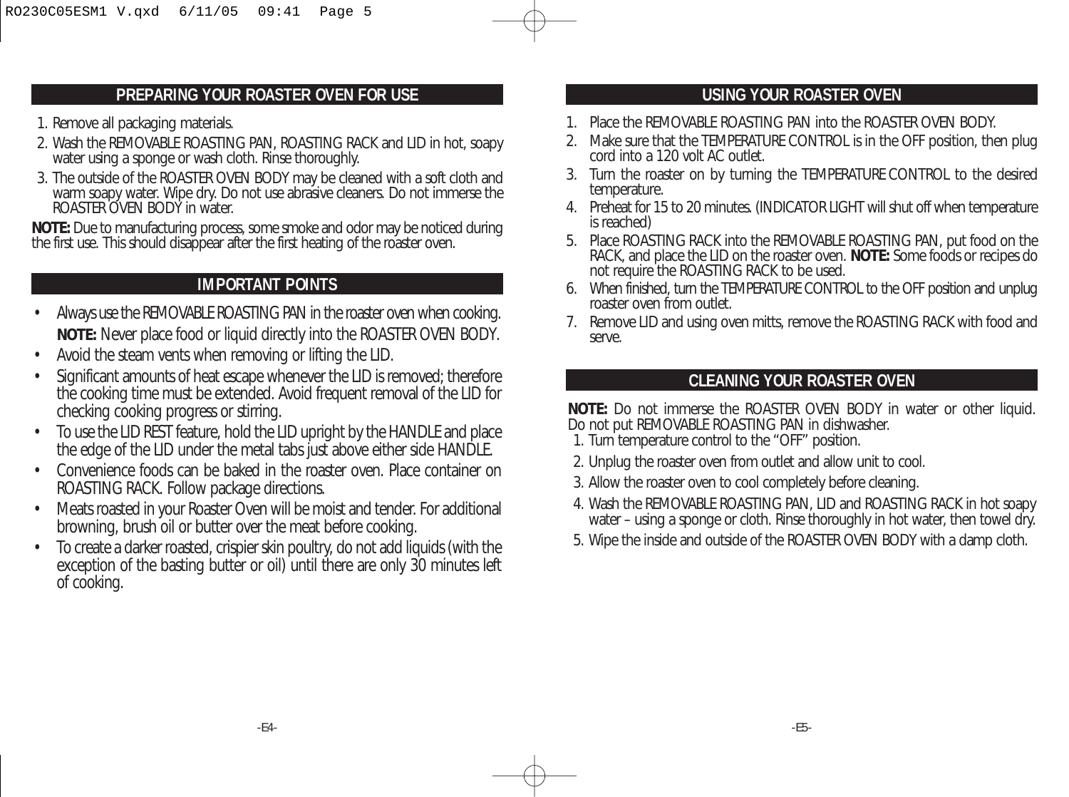## PREPARING YOUR ROASTER OVEN FOR USE

1. Remove all packaging materials.
2. Wash the REMOVABLE ROASTING PAN, ROASTING RACK and LID in hot, soapy water using a sponge or wash cloth. Rinse thoroughly.
3. The outside of the ROASTER OVEN BODY may be cleaned with a soft cloth and warm soapy water. Wipe dry. Do not use abrasive cleaners. Do not immerse the ROASTER OVEN BODY in water.

**NOTE:** Due to manufacturing process, some smoke and odor may be noticed during the first use. This should disappear after the first heating of the roaster oven.

## IMPORTANT POINTS

- Always use the REMOVABLE ROASTING PAN in the roaster oven when cooking. **NOTE:** Never place food or liquid directly into the ROASTER OVEN BODY.
- Avoid the steam vents when removing or lifting the LID.
- Significant amounts of heat escape whenever the LID is removed; therefore the cooking time must be extended. Avoid frequent removal of the LID for checking cooking progress or stirring.
- To use the LID REST feature, hold the LID upright by the HANDLE and place the edge of the LID under the metal tabs just above either side HANDLE.
- Convenience foods can be baked in the roaster oven. Place container on ROASTING RACK. Follow package directions.
- Meats roasted in your Roaster Oven will be moist and tender. For additional browning, brush oil or butter over the meat before cooking.
- To create a darker roasted, crispier skin poultry, do not add liquids (with the exception of the basting butter or oil) until there are only 30 minutes left of cooking.

## USING YOUR ROASTER OVEN

1. Place the REMOVABLE ROASTING PAN into the ROASTER OVEN BODY.
2. Make sure that the TEMPERATURE CONTROL is in the OFF position, then plug cord into a 120 volt AC outlet.
3. Turn the roaster on by turning the TEMPERATURE CONTROL to the desired temperature.
4. Preheat for 15 to 20 minutes. (INDICATOR LIGHT will shut off when temperature is reached)
5. Place ROASTING RACK into the REMOVABLE ROASTING PAN, put food on the RACK, and place the LID on the roaster oven. **NOTE:** Some foods or recipes do not require the ROASTING RACK to be used.
6. When finished, turn the TEMPERATURE CONTROL to the OFF position and unplug roaster oven from outlet.
7. Remove LID and using oven mitts, remove the ROASTING RACK with food and serve.

## CLEANING YOUR ROASTER OVEN

**NOTE:** Do not immerse the ROASTER OVEN BODY in water or other liquid. Do not put REMOVABLE ROASTING PAN in dishwasher.

1. Turn temperature control to the “OFF” position.
2. Unplug the roaster oven from outlet and allow unit to cool.
3. Allow the roaster oven to cool completely before cleaning.
4. Wash the REMOVABLE ROASTING PAN, LID and ROASTING RACK in hot soapy water – using a sponge or cloth. Rinse thoroughly in hot water, then towel dry.
5. Wipe the inside and outside of the ROASTER OVEN BODY with a damp cloth.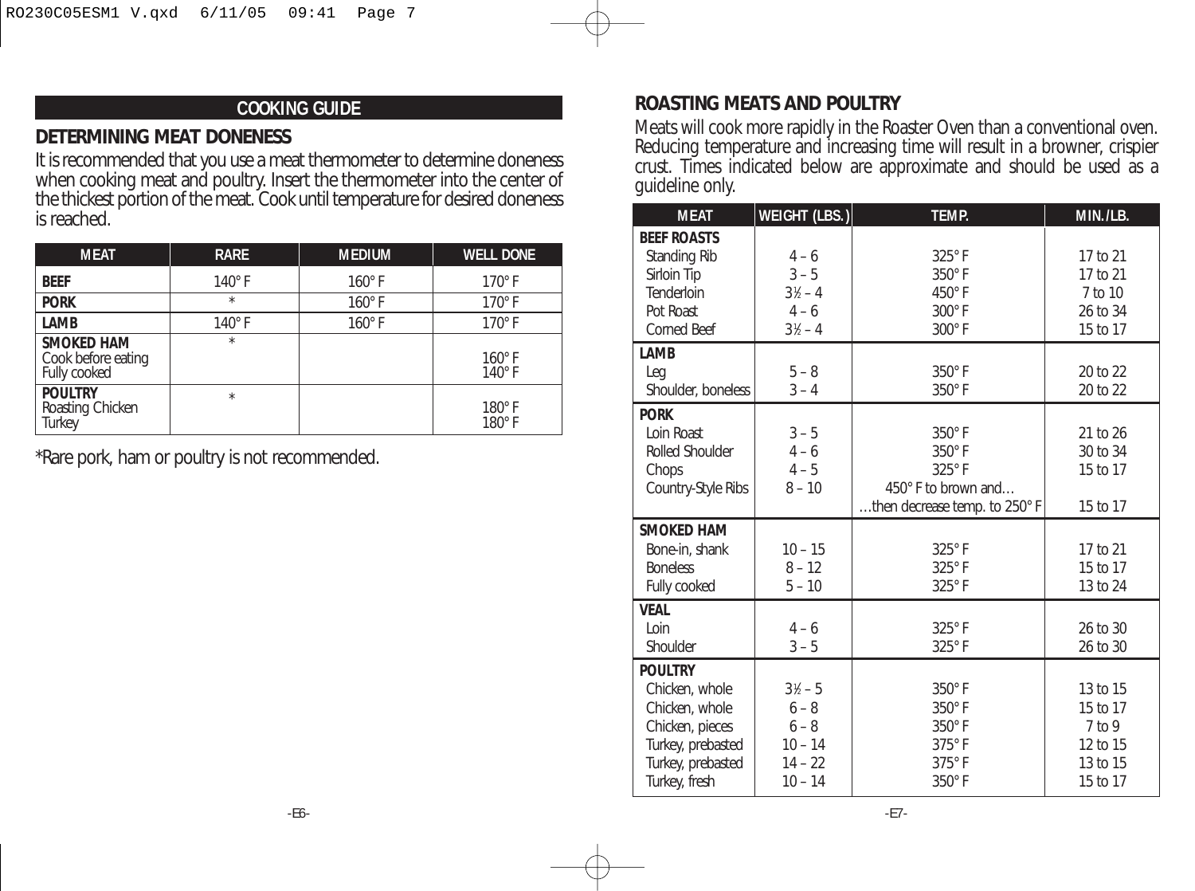## COOKING GUIDE

### DETERMINING MEAT DONENESS

It is recommended that you use a meat thermometer to determine doneness when cooking meat and poultry. Insert the thermometer into the center of the thickest portion of the meat. Cook until temperature for desired doneness is reached.

| MEAT | RARE | MEDIUM | WELL DONE |
|---|---|---|---|
| **BEEF** | 140° F | 160° F | 170° F |
| **PORK** | * | 160° F | 170° F |
| **LAMB** | 140° F | 160° F | 170° F |
| **SMOKED HAM** | * | | |
| Cook before eating | | | 160° F |
| Fully cooked | | | 140° F |
| **POULTRY** | * | | |
| Roasting Chicken | | | 180° F |
| Turkey | | | 180° F |

*Rare pork, ham or poultry is not recommended.

### ROASTING MEATS AND POULTRY

Meats will cook more rapidly in the Roaster Oven than a conventional oven. Reducing temperature and increasing time will result in a browner, crispier crust. Times indicated below are approximate and should be used as a guideline only.

| MEAT | WEIGHT (LBS.) | TEMP. | MIN./LB. |
|---|---|---|---|
| **BEEF ROASTS** | | | |
| Standing Rib | 4 – 6 | 325° F | 17 to 21 |
| Sirloin Tip | 3 – 5 | 350° F | 17 to 21 |
| Tenderloin | 3½ – 4 | 450° F | 7 to 10 |
| Pot Roast | 4 – 6 | 300° F | 26 to 34 |
| Corned Beef | 3½ – 4 | 300° F | 15 to 17 |
| **LAMB** | | | |
| Leg | 5 – 8 | 350° F | 20 to 22 |
| Shoulder, boneless | 3 – 4 | 350° F | 20 to 22 |
| **PORK** | | | |
| Loin Roast | 3 – 5 | 350° F | 21 to 26 |
| Rolled Shoulder | 4 – 6 | 350° F | 30 to 34 |
| Chops | 4 – 5 | 325° F | 15 to 17 |
| Country-Style Ribs | 8 – 10 | 450° F to brown and… | |
| | | …then decrease temp. to 250° F | 15 to 17 |
| **SMOKED HAM** | | | |
| Bone-in, shank | 10 – 15 | 325° F | 17 to 21 |
| Boneless | 8 – 12 | 325° F | 15 to 17 |
| Fully cooked | 5 – 10 | 325° F | 13 to 24 |
| **VEAL** | | | |
| Loin | 4 – 6 | 325° F | 26 to 30 |
| Shoulder | 3 – 5 | 325° F | 26 to 30 |
| **POULTRY** | | | |
| Chicken, whole | 3½ – 5 | 350° F | 13 to 15 |
| Chicken, whole | 6 – 8 | 350° F | 15 to 17 |
| Chicken, pieces | 6 – 8 | 350° F | 7 to 9 |
| Turkey, prebasted | 10 – 14 | 375° F | 12 to 15 |
| Turkey, prebasted | 14 – 22 | 375° F | 13 to 15 |
| Turkey, fresh | 10 – 14 | 350° F | 15 to 17 |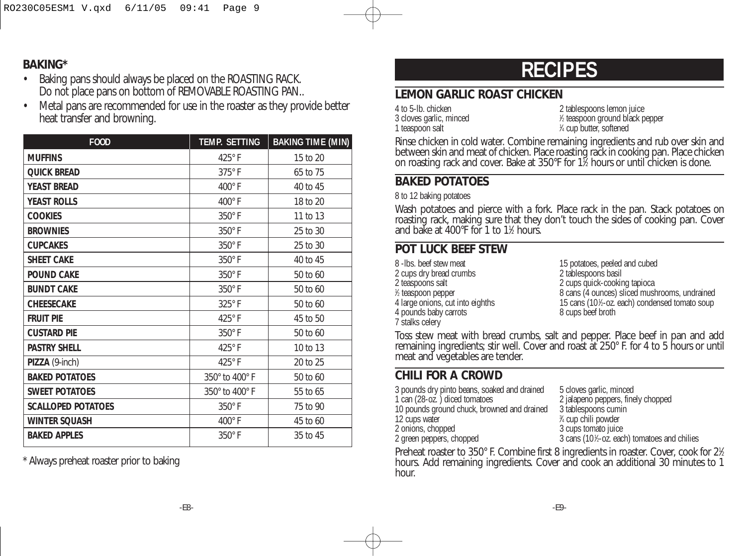## BAKING*

- Baking pans should always be placed on the ROASTING RACK. Do not place pans on bottom of REMOVABLE ROASTING PAN..
- Metal pans are recommended for use in the roaster as they provide better heat transfer and browning.

| FOOD | TEMP. SETTING | BAKING TIME (MIN) |
|---|---|---|
| **MUFFINS** | 425° F | 15 to 20 |
| **QUICK BREAD** | 375° F | 65 to 75 |
| **YEAST BREAD** | 400° F | 40 to 45 |
| **YEAST ROLLS** | 400° F | 18 to 20 |
| **COOKIES** | 350° F | 11 to 13 |
| **BROWNIES** | 350° F | 25 to 30 |
| **CUPCAKES** | 350° F | 25 to 30 |
| **SHEET CAKE** | 350° F | 40 to 45 |
| **POUND CAKE** | 350° F | 50 to 60 |
| **BUNDT CAKE** | 350° F | 50 to 60 |
| **CHEESECAKE** | 325° F | 50 to 60 |
| **FRUIT PIE** | 425° F | 45 to 50 |
| **CUSTARD PIE** | 350° F | 50 to 60 |
| **PASTRY SHELL** | 425° F | 10 to 13 |
| **PIZZA** (9-inch) | 425° F | 20 to 25 |
| **BAKED POTATOES** | 350° to 400° F | 50 to 60 |
| **SWEET POTATOES** | 350° to 400° F | 55 to 65 |
| **SCALLOPED POTATOES** | 350° F | 75 to 90 |
| **WINTER SQUASH** | 400° F | 45 to 60 |
| **BAKED APPLES** | 350° F | 35 to 45 |

\* Always preheat roaster prior to baking

# RECIPES

## LEMON GARLIC ROAST CHICKEN

4 to 5-lb. chicken
3 cloves garlic, minced
1 teaspoon salt
2 tablespoons lemon juice
½ teaspoon ground black pepper
¼ cup butter, softened

Rinse chicken in cold water. Combine remaining ingredients and rub over skin and between skin and meat of chicken. Place roasting rack in cooking pan. Place chicken on roasting rack and cover. Bake at 350°F for 1½ hours or until chicken is done.

## BAKED POTATOES

8 to 12 baking potatoes

Wash potatoes and pierce with a fork. Place rack in the pan. Stack potatoes on roasting rack, making sure that they don't touch the sides of cooking pan. Cover and bake at 400°F for 1 to 1½ hours.

## POT LUCK BEEF STEW

8 -lbs. beef stew meat
2 cups dry bread crumbs
2 teaspoons salt
½ teaspoon pepper
4 large onions, cut into eighths
4 pounds baby carrots
7 stalks celery
15 potatoes, peeled and cubed
2 tablespoons basil
2 cups quick-cooking tapioca
8 cans (4 ounces) sliced mushrooms, undrained
15 cans (10½-oz. each) condensed tomato soup
8 cups beef broth

Toss stew meat with bread crumbs, salt and pepper. Place beef in pan and add remaining ingredients; stir well. Cover and roast at 250° F. for 4 to 5 hours or until meat and vegetables are tender.

## CHILI FOR A CROWD

3 pounds dry pinto beans, soaked and drained
1 can (28-oz. ) diced tomatoes
10 pounds ground chuck, browned and drained
12 cups water
2 onions, chopped
2 green peppers, chopped
5 cloves garlic, minced
2 jalapeno peppers, finely chopped
3 tablespoons cumin
¾ cup chili powder
3 cups tomato juice
3 cans (10½-oz. each) tomatoes and chilies

Preheat roaster to 350° F. Combine first 8 ingredients in roaster. Cover, cook for 2½ hours. Add remaining ingredients. Cover and cook an additional 30 minutes to 1 hour.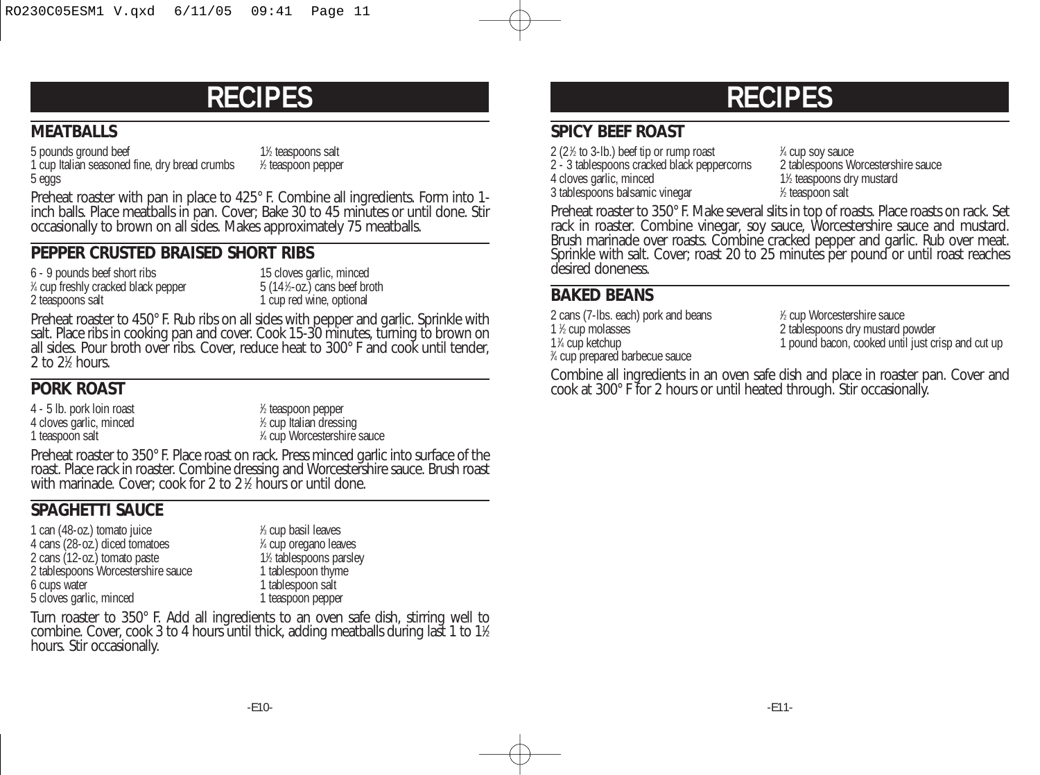# RECIPES

## MEATBALLS

- 5 pounds ground beef
- 1 cup Italian seasoned fine, dry bread crumbs
- 5 eggs
- 1½ teaspoons salt
- ½ teaspoon pepper

Preheat roaster with pan in place to 425° F. Combine all ingredients. Form into 1-inch balls. Place meatballs in pan. Cover; Bake 30 to 45 minutes or until done. Stir occasionally to brown on all sides. Makes approximately 75 meatballs.

## PEPPER CRUSTED BRAISED SHORT RIBS

- 6 - 9 pounds beef short ribs
- ¾ cup freshly cracked black pepper
- 2 teaspoons salt
- 15 cloves garlic, minced
- 5 (14½-oz.) cans beef broth
- 1 cup red wine, optional

Preheat roaster to 450° F. Rub ribs on all sides with pepper and garlic. Sprinkle with salt. Place ribs in cooking pan and cover. Cook 15-30 minutes, turning to brown on all sides. Pour broth over ribs. Cover, reduce heat to 300° F and cook until tender, 2 to 2½ hours.

## PORK ROAST

- 4 - 5 lb. pork loin roast
- 4 cloves garlic, minced
- 1 teaspoon salt
- ½ teaspoon pepper
- ½ cup Italian dressing
- ¼ cup Worcestershire sauce

Preheat roaster to 350° F. Place roast on rack. Press minced garlic into surface of the roast. Place rack in roaster. Combine dressing and Worcestershire sauce. Brush roast with marinade. Cover; cook for 2 to 2½ hours or until done.

## SPAGHETTI SAUCE

- 1 can (48-oz.) tomato juice
- 4 cans (28-oz.) diced tomatoes
- 2 cans (12-oz.) tomato paste
- 2 tablespoons Worcestershire sauce
- 6 cups water
- 5 cloves garlic, minced
- ⅓ cup basil leaves
- ¼ cup oregano leaves
- 1½ tablespoons parsley
- 1 tablespoon thyme
- 1 tablespoon salt
- 1 teaspoon pepper

Turn roaster to 350° F. Add all ingredients to an oven safe dish, stirring well to combine. Cover, cook 3 to 4 hours until thick, adding meatballs during last 1 to 1½ hours. Stir occasionally.

# RECIPES

## SPICY BEEF ROAST

- 2 (2½ to 3-lb.) beef tip or rump roast
- 2 - 3 tablespoons cracked black peppercorns
- 4 cloves garlic, minced
- 3 tablespoons balsamic vinegar
- ¼ cup soy sauce
- 2 tablespoons Worcestershire sauce
- 1½ teaspoons dry mustard
- ½ teaspoon salt

Preheat roaster to 350° F. Make several slits in top of roasts. Place roasts on rack. Set rack in roaster. Combine vinegar, soy sauce, Worcestershire sauce and mustard. Brush marinade over roasts. Combine cracked pepper and garlic. Rub over meat. Sprinkle with salt. Cover; roast 20 to 25 minutes per pound or until roast reaches desired doneness.

## BAKED BEANS

- 2 cans (7-lbs. each) pork and beans
- 1 ½ cup molasses
- 1¼ cup ketchup
- ¾ cup prepared barbecue sauce
- ½ cup Worcestershire sauce
- 2 tablespoons dry mustard powder
- 1 pound bacon, cooked until just crisp and cut up

Combine all ingredients in an oven safe dish and place in roaster pan. Cover and cook at 300° F for 2 hours or until heated through. Stir occasionally.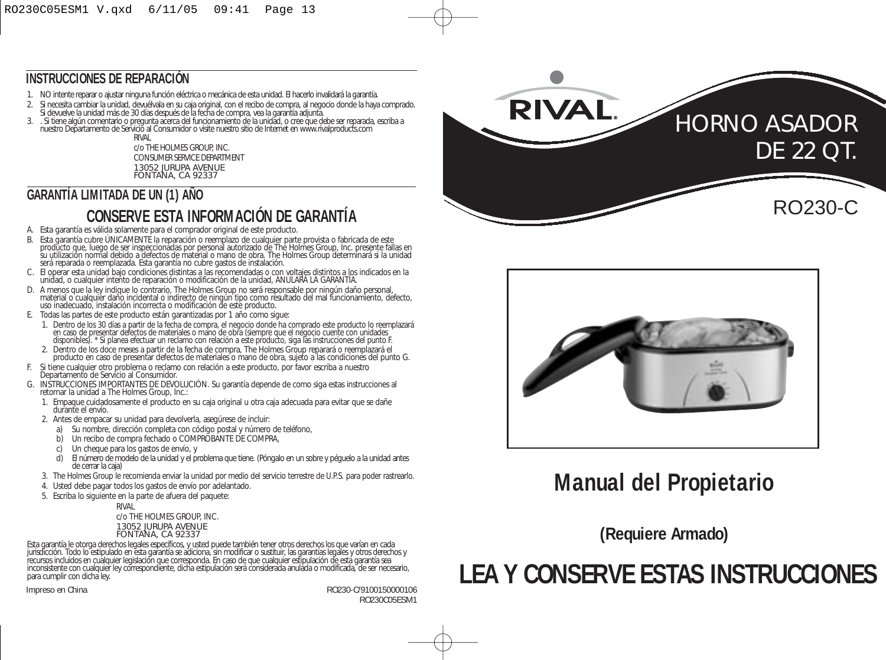## INSTRUCCIONES DE REPARACIÓN

1. NO intente reparar o ajustar ninguna función eléctrica o mecánica de esta unidad. El hacerlo invalidará la garantía.
2. Si necesita cambiar la unidad, devuélvala en su caja original, con el recibo de compra, al negocio donde la haya comprado. Si devuelve la unidad más de 30 días después de la fecha de compra, vea la garantía adjunta.
3. . Si tiene algún comentario o pregunta acerca del funcionamiento de la unidad, o cree que debe ser reparada, escriba a nuestro Departamento de Servicio al Consumidor o visite nuestro sitio de Internet en www.rivalproducts.com

RIVAL
c/o THE HOLMES GROUP, INC.
CONSUMER SERVICE DEPARTMENT
13052 JURUPA AVENUE
FONTANA, CA 92337

## GARANTÍA LIMITADA DE UN (1) AÑO

### CONSERVE ESTA INFORMACIÓN DE GARANTÍA

A. Esta garantía es válida solamente para el comprador original de este producto.

B. Esta garantía cubre ÚNICAMENTE la reparación o reemplazo de cualquier parte provista o fabricada de este producto que, luego de ser inspeccionadas por personal autorizado de The Holmes Group, Inc. presente fallas en su utilización normal debido a defectos de material o mano de obra. The Holmes Group determinará si la unidad será reparada o reemplazada. Esta garantía no cubre gastos de instalación.

C. El operar esta unidad bajo condiciones distintas a las recomendadas o con voltajes distintos a los indicados en la unidad, o cualquier intento de reparación o modificación de la unidad, ANULARÁ LA GARANTÍA.

D. A menos que la ley indique lo contrario, The Holmes Group no será responsable por ningún daño personal, material o cualquier daño incidental o indirecto de ningún tipo como resultado del mal funcionamiento, defecto, uso inadecuado, instalación incorrecta o modificación de este producto.

E. Todas las partes de este producto están garantizadas por 1 año como sigue:
   1. Dentro de los 30 días a partir de la fecha de compra, el negocio donde ha comprado este producto lo reemplazará en caso de presentar defectos de materiales o mano de obra (siempre que el negocio cuente con unidades disponibles). * Si planea efectuar un reclamo con relación a este producto, siga las instrucciones del punto F.
   2. Dentro de los doce meses a partir de la fecha de compra, The Holmes Group reparará o reemplazará el producto en caso de presentar defectos de materiales o mano de obra, sujeto a las condiciones del punto G.

F. Si tiene cualquier otro problema o reclamo con relación a este producto, por favor escriba a nuestro Departamento de Servicio al Consumidor.

G. INSTRUCCIONES IMPORTANTES DE DEVOLUCIÓN. Su garantía depende de como siga estas instrucciones al retornar la unidad a The Holmes Group, Inc.:
   1. Empaque cuidadosamente el producto en su caja original u otra caja adecuada para evitar que se dañe durante el envío.
   2. Antes de empacar su unidad para devolverla, asegúrese de incluir:
      a) Su nombre, dirección completa con código postal y número de teléfono,
      b) Un recibo de compra fechado o COMPROBANTE DE COMPRA,
      c) Un cheque para los gastos de envío, y
      d) El número de modelo de la unidad y el problema que tiene. (Póngalo en un sobre y péguelo a la unidad antes de cerrar la caja)
   3. The Holmes Group le recomienda enviar la unidad por medio del servicio terrestre de U.P.S. para poder rastrearlo.
   4. Usted debe pagar todos los gastos de envío por adelantado.
   5. Escriba lo siguiente en la parte de afuera del paquete:

RIVAL
c/o THE HOLMES GROUP, INC.
13052 JURUPA AVENUE
FONTANA, CA 92337

Esta garantía le otorga derechos legales específicos, y usted puede también tener otros derechos los que varían en cada jurisdicción. Todo lo estipulado en esta garantía se adiciona, sin modificar o sustituir, las garantías legales y otros derechos y recursos incluidos en cualquier legislación que corresponda. En caso de que cualquier estipulación de esta garantía sea inconsistente con cualquier ley correspondiente, dicha estipulación será considerada anulada o modificada, de ser necesario, para cumplir con dicha ley.

Impreso en China

RO230-C/9100150000106
RO230C05ESM1

# RIVAL

# HORNO ASADOR DE 22 QT.

## RO230-C

# Manual del Propietario

**(Requiere Armado)**

# LEA Y CONSERVE ESTAS INSTRUCCIONES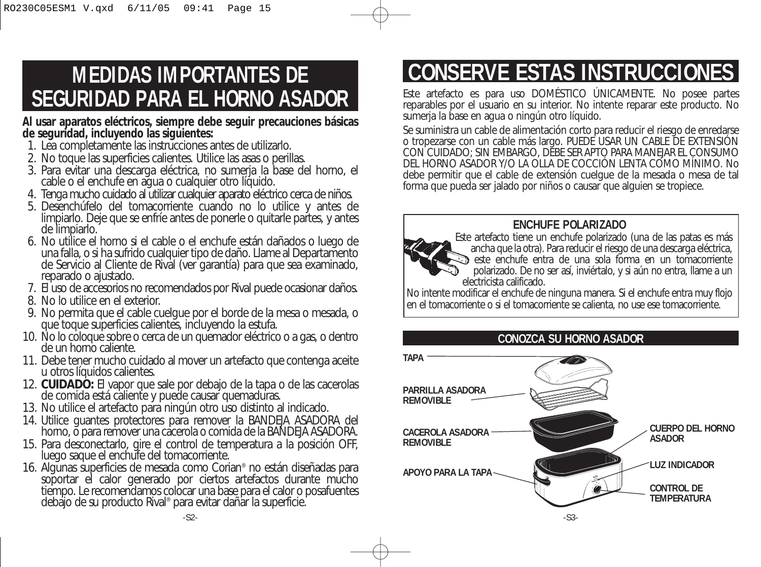# MEDIDAS IMPORTANTES DE SEGURIDAD PARA EL HORNO ASADOR

**Al usar aparatos eléctricos, siempre debe seguir precauciones básicas de seguridad, incluyendo las siguientes:**

1. Lea completamente las instrucciones antes de utilizarlo.
2. No toque las superficies calientes. Utilice las asas o perillas.
3. Para evitar una descarga eléctrica, no sumerja la base del horno, el cable o el enchufe en agua o cualquier otro líquido.
4. Tenga mucho cuidado al utilizar cualquier aparato eléctrico cerca de niños.
5. Desenchúfelo del tomacorriente cuando no lo utilice y antes de limpiarlo. Deje que se enfríe antes de ponerle o quitarle partes, y antes de limpiarlo.
6. No utilice el horno si el cable o el enchufe están dañados o luego de una falla, o si ha sufrido cualquier tipo de daño. Llame al Departamento de Servicio al Cliente de Rival (ver garantía) para que sea examinado, reparado o ajustado.
7. El uso de accesorios no recomendados por Rival puede ocasionar daños.
8. No lo utilice en el exterior.
9. No permita que el cable cuelgue por el borde de la mesa o mesada, o que toque superficies calientes, incluyendo la estufa.
10. No lo coloque sobre o cerca de un quemador eléctrico o a gas, o dentro de un horno caliente.
11. Debe tener mucho cuidado al mover un artefacto que contenga aceite u otros líquidos calientes.
12. **CUIDADO:** El vapor que sale por debajo de la tapa o de las cacerolas de comida está caliente y puede causar quemaduras.
13. No utilice el artefacto para ningún otro uso distinto al indicado.
14. Utilice guantes protectores para remover la BANDEJA ASADORA del horno, o para remover una cacerola o comida de la BANDEJA ASADORA.
15. Para desconectarlo, gire el control de temperatura a la posición OFF, luego saque el enchufe del tomacorriente.
16. Algunas superficies de mesada como Corian® no están diseñadas para soportar el calor generado por ciertos artefactos durante mucho tiempo. Le recomendamos colocar una base para el calor o posafuentes debajo de su producto Rival® para evitar dañar la superficie.

# CONSERVE ESTAS INSTRUCCIONES

Este artefacto es para uso DOMÉSTICO ÚNICAMENTE. No posee partes reparables por el usuario en su interior. No intente reparar este producto. No sumerja la base en agua o ningún otro líquido.

Se suministra un cable de alimentación corto para reducir el riesgo de enredarse o tropezarse con un cable más largo. PUEDE USAR UN CABLE DE EXTENSIÓN CON CUIDADO; SIN EMBARGO, DEBE SER APTO PARA MANEJAR EL CONSUMO DEL HORNO ASADOR Y/O LA OLLA DE COCCIÓN LENTA COMO MÍNIMO. No debe permitir que el cable de extensión cuelgue de la mesada o mesa de tal forma que pueda ser jalado por niños o causar que alguien se tropiece.

## ENCHUFE POLARIZADO

Este artefacto tiene un enchufe polarizado (una de las patas es más ancha que la otra). Para reducir el riesgo de una descarga eléctrica, este enchufe entra de una sola forma en un tomacorriente polarizado. De no ser así, inviértalo, y si aún no entra, llame a un electricista calificado.

No intente modificar el enchufe de ninguna manera. Si el enchufe entra muy flojo en el tomacorriente o si el tomacorriente se calienta, no use ese tomacorriente.

## CONOZCA SU HORNO ASADOR

TAPA

PARRILLA ASADORA REMOVIBLE

CACEROLA ASADORA REMOVIBLE

APOYO PARA LA TAPA

CUERPO DEL HORNO ASADOR

LUZ INDICADOR

CONTROL DE TEMPERATURA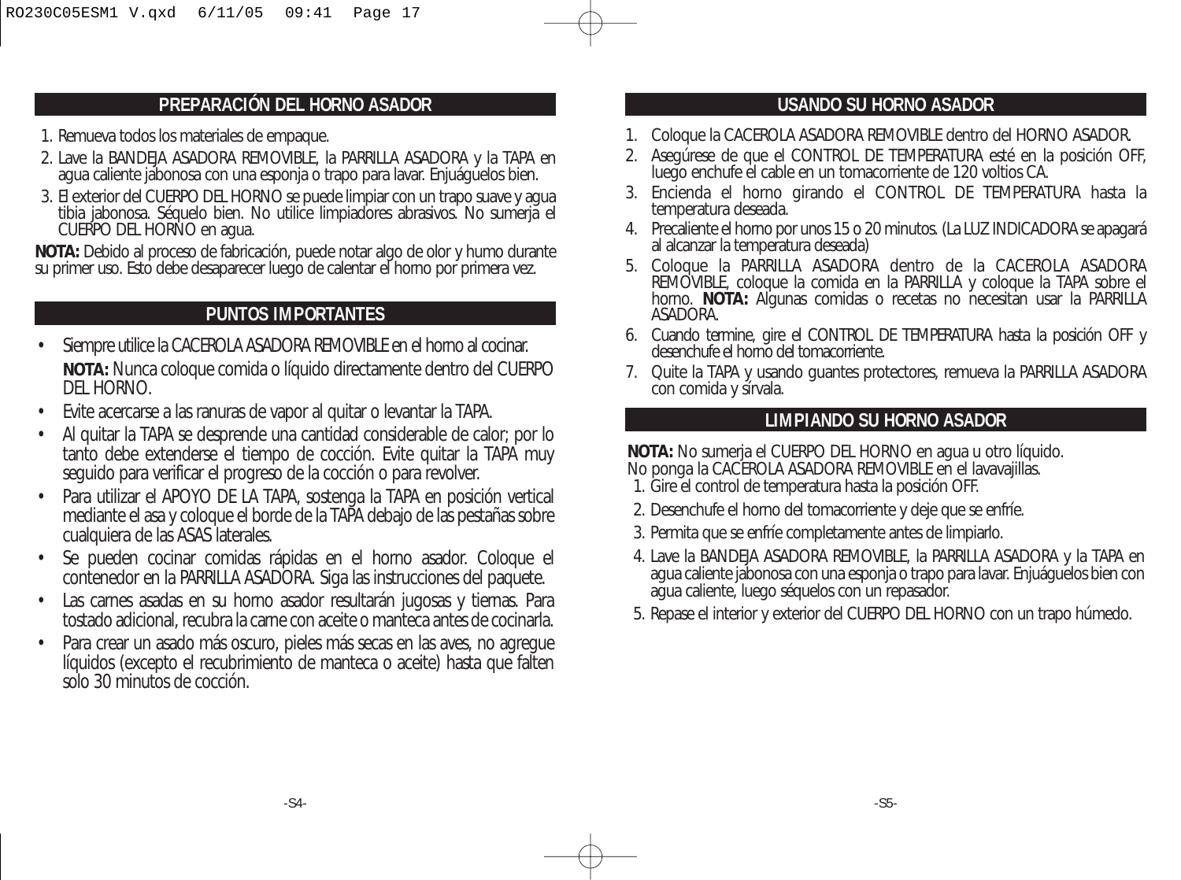## PREPARACIÓN DEL HORNO ASADOR

1. Remueva todos los materiales de empaque.
2. Lave la BANDEJA ASADORA REMOVIBLE, la PARRILLA ASADORA y la TAPA en agua caliente jabonosa con una esponja o trapo para lavar. Enjuáguelos bien.
3. El exterior del CUERPO DEL HORNO se puede limpiar con un trapo suave y agua tibia jabonosa. Séquelo bien. No utilice limpiadores abrasivos. No sumerja el CUERPO DEL HORNO en agua.

**NOTA:** Debido al proceso de fabricación, puede notar algo de olor y humo durante su primer uso. Esto debe desaparecer luego de calentar el horno por primera vez.

## PUNTOS IMPORTANTES

- Siempre utilice la CACEROLA ASADORA REMOVIBLE en el horno al cocinar.

  **NOTA:** Nunca coloque comida o líquido directamente dentro del CUERPO DEL HORNO.
- Evite acercarse a las ranuras de vapor al quitar o levantar la TAPA.
- Al quitar la TAPA se desprende una cantidad considerable de calor; por lo tanto debe extenderse el tiempo de cocción. Evite quitar la TAPA muy seguido para verificar el progreso de la cocción o para revolver.
- Para utilizar el APOYO DE LA TAPA, sostenga la TAPA en posición vertical mediante el asa y coloque el borde de la TAPA debajo de las pestañas sobre cualquiera de las ASAS laterales.
- Se pueden cocinar comidas rápidas en el horno asador. Coloque el contenedor en la PARRILLA ASADORA. Siga las instrucciones del paquete.
- Las carnes asadas en su horno asador resultarán jugosas y tiernas. Para tostado adicional, recubra la carne con aceite o manteca antes de cocinarla.
- Para crear un asado más oscuro, pieles más secas en las aves, no agregue líquidos (excepto el recubrimiento de manteca o aceite) hasta que falten solo 30 minutos de cocción.

## USANDO SU HORNO ASADOR

1. Coloque la CACEROLA ASADORA REMOVIBLE dentro del HORNO ASADOR.
2. Asegúrese de que el CONTROL DE TEMPERATURA esté en la posición OFF, luego enchufe el cable en un tomacorriente de 120 voltios CA.
3. Encienda el horno girando el CONTROL DE TEMPERATURA hasta la temperatura deseada.
4. Precaliente el horno por unos 15 o 20 minutos. (La LUZ INDICADORA se apagará al alcanzar la temperatura deseada)
5. Coloque la PARRILLA ASADORA dentro de la CACEROLA ASADORA REMOVIBLE, coloque la comida en la PARRILLA y coloque la TAPA sobre el horno. **NOTA:** Algunas comidas o recetas no necesitan usar la PARRILLA ASADORA.
6. Cuando termine, gire el CONTROL DE TEMPERATURA hasta la posición OFF y desenchufe el horno del tomacorriente.
7. Quite la TAPA y usando guantes protectores, remueva la PARRILLA ASADORA con comida y sírvala.

## LIMPIANDO SU HORNO ASADOR

**NOTA:** No sumerja el CUERPO DEL HORNO en agua u otro líquido.
No ponga la CACEROLA ASADORA REMOVIBLE en el lavavajillas.

1. Gire el control de temperatura hasta la posición OFF.
2. Desenchufe el horno del tomacorriente y deje que se enfríe.
3. Permita que se enfríe completamente antes de limpiarlo.
4. Lave la BANDEJA ASADORA REMOVIBLE, la PARRILLA ASADORA y la TAPA en agua caliente jabonosa con una esponja o trapo para lavar. Enjuáguelos bien con agua caliente, luego séquelos con un repasador.
5. Repase el interior y exterior del CUERPO DEL HORNO con un trapo húmedo.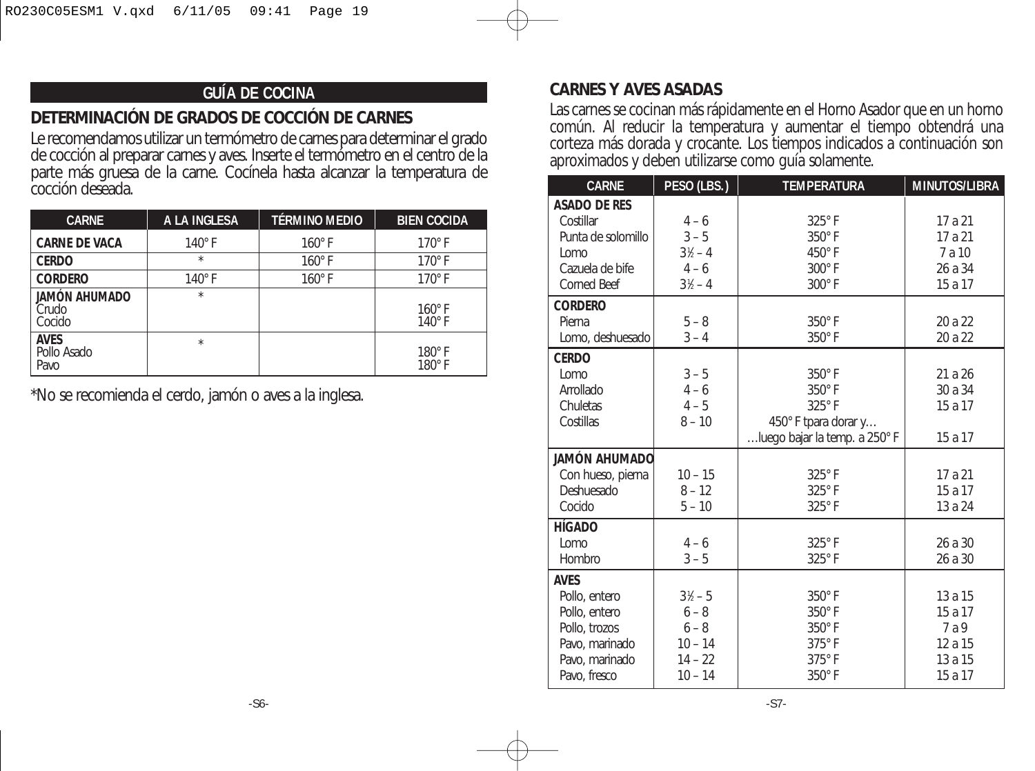## GUÍA DE COCINA

### DETERMINACIÓN DE GRADOS DE COCCIÓN DE CARNES

Le recomendamos utilizar un termómetro de carnes para determinar el grado de cocción al preparar carnes y aves. Inserte el termómetro en el centro de la parte más gruesa de la carne. Cocínela hasta alcanzar la temperatura de cocción deseada.

| CARNE | A LA INGLESA | TÉRMINO MEDIO | BIEN COCIDA |
|---|---|---|---|
| **CARNE DE VACA** | 140° F | 160° F | 170° F |
| **CERDO** | * | 160° F | 170° F |
| **CORDERO** | 140° F | 160° F | 170° F |
| **JAMÓN AHUMADO** | * | | |
| Crudo | | | 160° F |
| Cocido | | | 140° F |
| **AVES** | * | | |
| Pollo Asado | | | 180° F |
| Pavo | | | 180° F |

*No se recomienda el cerdo, jamón o aves a la inglesa.

### CARNES Y AVES ASADAS

Las carnes se cocinan más rápidamente en el Horno Asador que en un horno común. Al reducir la temperatura y aumentar el tiempo obtendrá una corteza más dorada y crocante. Los tiempos indicados a continuación son aproximados y deben utilizarse como guía solamente.

| CARNE | PESO (LBS.) | TEMPERATURA | MINUTOS/LIBRA |
|---|---|---|---|
| **ASADO DE RES** | | | |
| Costillar | 4 – 6 | 325° F | 17 a 21 |
| Punta de solomillo | 3 – 5 | 350° F | 17 a 21 |
| Lomo | 3½ – 4 | 450° F | 7 a 10 |
| Cazuela de bife | 4 – 6 | 300° F | 26 a 34 |
| Corned Beef | 3½ – 4 | 300° F | 15 a 17 |
| **CORDERO** | | | |
| Pierna | 5 – 8 | 350° F | 20 a 22 |
| Lomo, deshuesado | 3 – 4 | 350° F | 20 a 22 |
| **CERDO** | | | |
| Lomo | 3 – 5 | 350° F | 21 a 26 |
| Arrollado | 4 – 6 | 350° F | 30 a 34 |
| Chuletas | 4 – 5 | 325° F | 15 a 17 |
| Costillas | 8 – 10 | 450° F tpara dorar y… …luego bajar la temp. a 250° F | 15 a 17 |
| **JAMÓN AHUMADO** | | | |
| Con hueso, pierna | 10 – 15 | 325° F | 17 a 21 |
| Deshuesado | 8 – 12 | 325° F | 15 a 17 |
| Cocido | 5 – 10 | 325° F | 13 a 24 |
| **HÍGADO** | | | |
| Lomo | 4 – 6 | 325° F | 26 a 30 |
| Hombro | 3 – 5 | 325° F | 26 a 30 |
| **AVES** | | | |
| Pollo, entero | 3½ – 5 | 350° F | 13 a 15 |
| Pollo, entero | 6 – 8 | 350° F | 15 a 17 |
| Pollo, trozos | 6 – 8 | 350° F | 7 a 9 |
| Pavo, marinado | 10 – 14 | 375° F | 12 a 15 |
| Pavo, marinado | 14 – 22 | 375° F | 13 a 15 |
| Pavo, fresco | 10 – 14 | 350° F | 15 a 17 |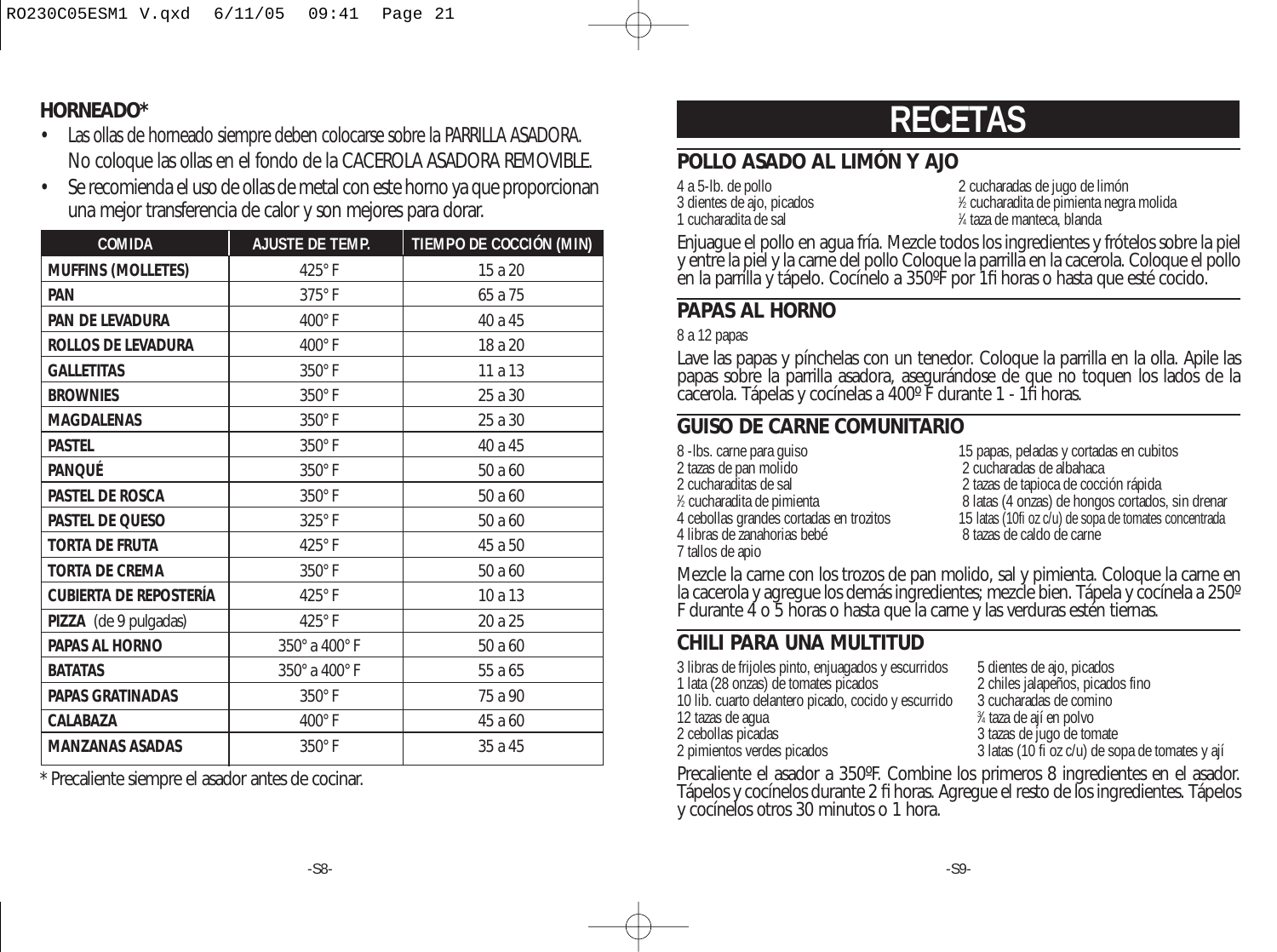## HORNEADO*

- Las ollas de horneado siempre deben colocarse sobre la PARRILLA ASADORA. No coloque las ollas en el fondo de la CACEROLA ASADORA REMOVIBLE.
- Se recomienda el uso de ollas de metal con este horno ya que proporcionan una mejor transferencia de calor y son mejores para dorar.

| COMIDA | AJUSTE DE TEMP. | TIEMPO DE COCCIÓN (MIN) |
|---|---|---|
| **MUFFINS (MOLLETES)** | 425° F | 15 a 20 |
| **PAN** | 375° F | 65 a 75 |
| **PAN DE LEVADURA** | 400° F | 40 a 45 |
| **ROLLOS DE LEVADURA** | 400° F | 18 a 20 |
| **GALLETITAS** | 350° F | 11 a 13 |
| **BROWNIES** | 350° F | 25 a 30 |
| **MAGDALENAS** | 350° F | 25 a 30 |
| **PASTEL** | 350° F | 40 a 45 |
| **PANQUÉ** | 350° F | 50 a 60 |
| **PASTEL DE ROSCA** | 350° F | 50 a 60 |
| **PASTEL DE QUESO** | 325° F | 50 a 60 |
| **TORTA DE FRUTA** | 425° F | 45 a 50 |
| **TORTA DE CREMA** | 350° F | 50 a 60 |
| **CUBIERTA DE REPOSTERÍA** | 425° F | 10 a 13 |
| **PIZZA** (de 9 pulgadas) | 425° F | 20 a 25 |
| **PAPAS AL HORNO** | 350° a 400° F | 50 a 60 |
| **BATATAS** | 350° a 400° F | 55 a 65 |
| **PAPAS GRATINADAS** | 350° F | 75 a 90 |
| **CALABAZA** | 400° F | 45 a 60 |
| **MANZANAS ASADAS** | 350° F | 35 a 45 |

\* Precaliente siempre el asador antes de cocinar.

# RECETAS

## POLLO ASADO AL LIMÓN Y AJO

4 a 5-lb. de pollo
3 dientes de ajo, picados
1 cucharadita de sal
2 cucharadas de jugo de limón
½ cucharadita de pimienta negra molida
¼ taza de manteca, blanda

Enjuague el pollo en agua fría. Mezcle todos los ingredientes y frótelos sobre la piel y entre la piel y la carne del pollo Coloque la parrilla en la cacerola. Coloque el pollo en la parrilla y tápelo. Cocínelo a 350ºF por 1fi horas o hasta que esté cocido.

## PAPAS AL HORNO

8 a 12 papas

Lave las papas y pínchelas con un tenedor. Coloque la parrilla en la olla. Apile las papas sobre la parrilla asadora, asegurándose de que no toquen los lados de la cacerola. Tápelas y cocínelas a 400º F durante 1 - 1fi horas.

## GUISO DE CARNE COMUNITARIO

8 -lbs. carne para guiso
2 tazas de pan molido
2 cucharaditas de sal
½ cucharadita de pimienta
4 cebollas grandes cortadas en trozitos
4 libras de zanahorias bebé
7 tallos de apio
15 papas, peladas y cortadas en cubitos
2 cucharadas de albahaca
2 tazas de tapioca de cocción rápida
8 latas (4 onzas) de hongos cortados, sin drenar
15 latas (10fi oz c/u) de sopa de tomates concentrada
8 tazas de caldo de carne

Mezcle la carne con los trozos de pan molido, sal y pimienta. Coloque la carne en la cacerola y agregue los demás ingredientes; mezcle bien. Tápela y cocínela a 250º F durante 4 o 5 horas o hasta que la carne y las verduras estén tiernas.

## CHILI PARA UNA MULTITUD

3 libras de frijoles pinto, enjuagados y escurridos
1 lata (28 onzas) de tomates picados
10 lib. cuarto delantero picado, cocido y escurrido
12 tazas de agua
2 cebollas picadas
2 pimientos verdes picados
5 dientes de ajo, picados
2 chiles jalapeños, picados fino
3 cucharadas de comino
¾ taza de ají en polvo
3 tazas de jugo de tomate
3 latas (10 fi oz c/u) de sopa de tomates y ají

Precaliente el asador a 350ºF. Combine los primeros 8 ingredientes en el asador. Tápelos y cocínelos durante 2 fi horas. Agregue el resto de los ingredientes. Tápelos y cocínelos otros 30 minutos o 1 hora.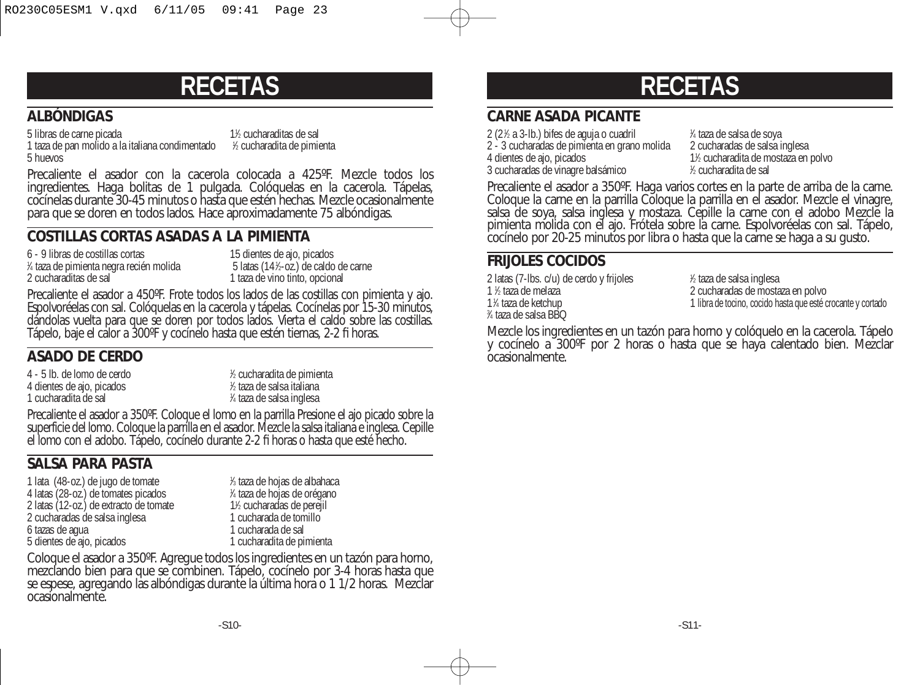# RECETAS

## ALBÓNDIGAS

5 libras de carne picada
1 taza de pan molido a la italiana condimentado
5 huevos
1½ cucharaditas de sal
½ cucharadita de pimienta

Precaliente el asador con la cacerola colocada a 425ºF. Mezcle todos los ingredientes. Haga bolitas de 1 pulgada. Colóquelas en la cacerola. Tápelas, cocínelas durante 30-45 minutos o hasta que estén hechas. Mezcle ocasionalmente para que se doren en todos lados. Hace aproximadamente 75 albóndigas.

## COSTILLAS CORTAS ASADAS A LA PIMIENTA

6 - 9 libras de costillas cortas
¼ taza de pimienta negra recién molida
2 cucharaditas de sal
15 dientes de ajo, picados
5 latas (14½-oz.) de caldo de carne
1 taza de vino tinto, opcional

Precaliente el asador a 450ºF. Frote todos los lados de las costillas con pimienta y ajo. Espolvoréelas con sal. Colóquelas en la cacerola y tápelas. Cocínelas por 15-30 minutos, dándolas vuelta para que se doren por todos lados. Vierta el caldo sobre las costillas. Tápelo, baje el calor a 300ºF y cocínelo hasta que estén tiernas, 2-2 fi horas.

## ASADO DE CERDO

4 - 5 lb. de lomo de cerdo
4 dientes de ajo, picados
1 cucharadita de sal
½ cucharadita de pimienta
½ taza de salsa italiana
¼ taza de salsa inglesa

Precaliente el asador a 350ºF. Coloque el lomo en la parrilla Presione el ajo picado sobre la superficie del lomo. Coloque la parrilla en el asador. Mezcle la salsa italiana e inglesa. Cepille el lomo con el adobo. Tápelo, cocínelo durante 2-2 fi horas o hasta que esté hecho.

## SALSA PARA PASTA

1 lata (48-oz.) de jugo de tomate
4 latas (28-oz.) de tomates picados
2 latas (12-oz.) de extracto de tomate
2 cucharadas de salsa inglesa
6 tazas de agua
5 dientes de ajo, picados
⅓ taza de hojas de albahaca
¼ taza de hojas de orégano
1½ cucharadas de perejil
1 cucharada de tomillo
1 cucharada de sal
1 cucharadita de pimienta

Coloque el asador a 350ºF. Agregue todos los ingredientes en un tazón para horno, mezclando bien para que se combinen. Tápelo, cocínelo por 3-4 horas hasta que se espese, agregando las albóndigas durante la última hora o 1 1/2 horas. Mezclar ocasionalmente.

# RECETAS

## CARNE ASADA PICANTE

2 (2½ a 3-lb.) bifes de aguja o cuadril
2 - 3 cucharadas de pimienta en grano molida
4 dientes de ajo, picados
3 cucharadas de vinagre balsámico
¼ taza de salsa de soya
2 cucharadas de salsa inglesa
1½ cucharadita de mostaza en polvo
½ cucharadita de sal

Precaliente el asador a 350ºF. Haga varios cortes en la parte de arriba de la carne. Coloque la carne en la parrilla Coloque la parrilla en el asador. Mezcle el vinagre, salsa de soya, salsa inglesa y mostaza. Cepille la carne con el adobo Mezcle la pimienta molida con el ajo. Frótela sobre la carne. Espolvoréelas con sal. Tápelo, cocínelo por 20-25 minutos por libra o hasta que la carne se haga a su gusto.

## FRIJOLES COCIDOS

2 latas (7-lbs. c/u) de cerdo y frijoles
1 ½ taza de melaza
1¼ taza de ketchup
¾ taza de salsa BBQ
½ taza de salsa inglesa
2 cucharadas de mostaza en polvo
1 libra de tocino, cocido hasta que esté crocante y cortado

Mezcle los ingredientes en un tazón para horno y colóquelo en la cacerola. Tápelo y cocínelo a 300ºF por 2 horas o hasta que se haya calentado bien. Mezclar ocasionalmente.